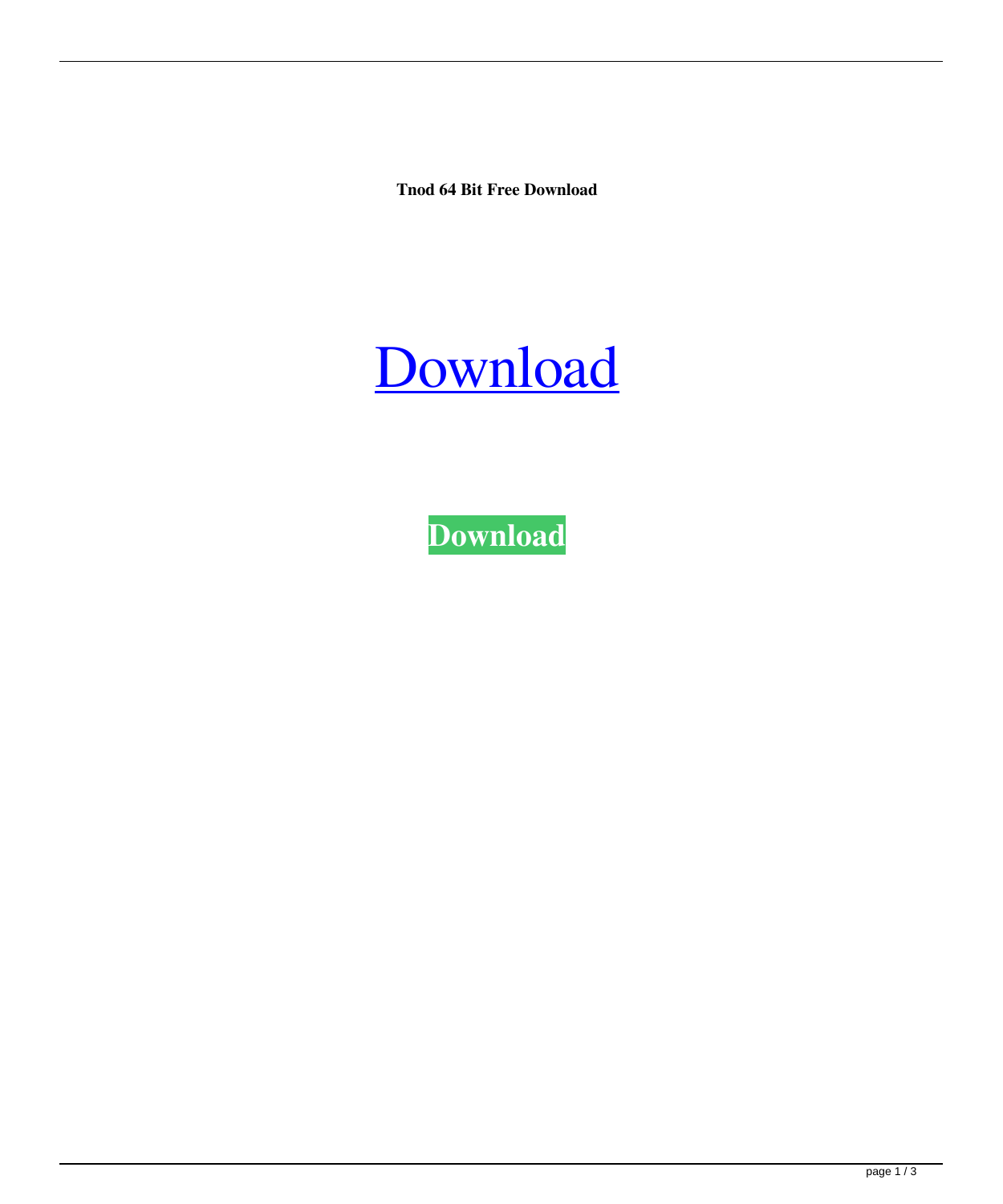**Tnod 64 Bit Free Download**

Download

**Download**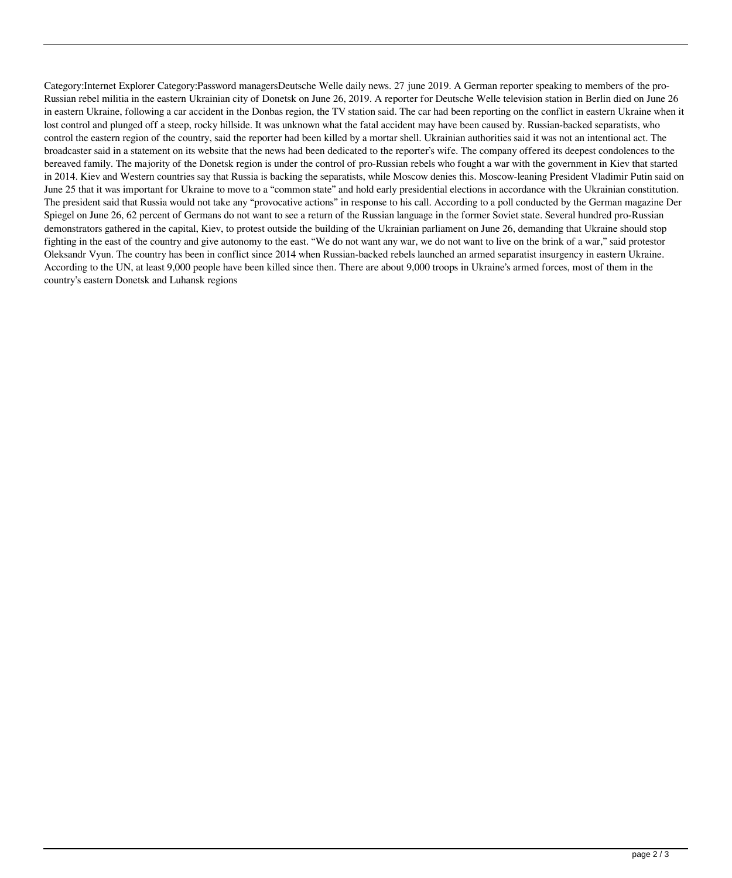Category:Internet Explorer Category:Password managersDeutsche Welle daily news. 27 june 2019. A German reporter speaking to members of the pro-Russian rebel militia in the eastern Ukrainian city of Donetsk on June 26, 2019. A reporter for Deutsche Welle television station in Berlin died on June 26 in eastern Ukraine, following a car accident in the Donbas region, the TV station said. The car had been reporting on the conflict in eastern Ukraine when it lost control and plunged off a steep, rocky hillside. It was unknown what the fatal accident may have been caused by. Russian-backed separatists, who control the eastern region of the country, said the reporter had been killed by a mortar shell. Ukrainian authorities said it was not an intentional act. The broadcaster said in a statement on its website that the news had been dedicated to the reporter's wife. The company offered its deepest condolences to the bereaved family. The majority of the Donetsk region is under the control of pro-Russian rebels who fought a war with the government in Kiev that started in 2014. Kiev and Western countries say that Russia is backing the separatists, while Moscow denies this. Moscow-leaning President Vladimir Putin said on June 25 that it was important for Ukraine to move to a "common state" and hold early presidential elections in accordance with the Ukrainian constitution. The president said that Russia would not take any "provocative actions" in response to his call. According to a poll conducted by the German magazine Der Spiegel on June 26, 62 percent of Germans do not want to see a return of the Russian language in the former Soviet state. Several hundred pro-Russian demonstrators gathered in the capital, Kiev, to protest outside the building of the Ukrainian parliament on June 26, demanding that Ukraine should stop fighting in the east of the country and give autonomy to the east. "We do not want any war, we do not want to live on the brink of a war," said protestor Oleksandr Vyun. The country has been in conflict since 2014 when Russian-backed rebels launched an armed separatist insurgency in eastern Ukraine. According to the UN, at least 9,000 people have been killed since then. There are about 9,000 troops in Ukraine's armed forces, most of them in the country's eastern Donetsk and Luhansk regions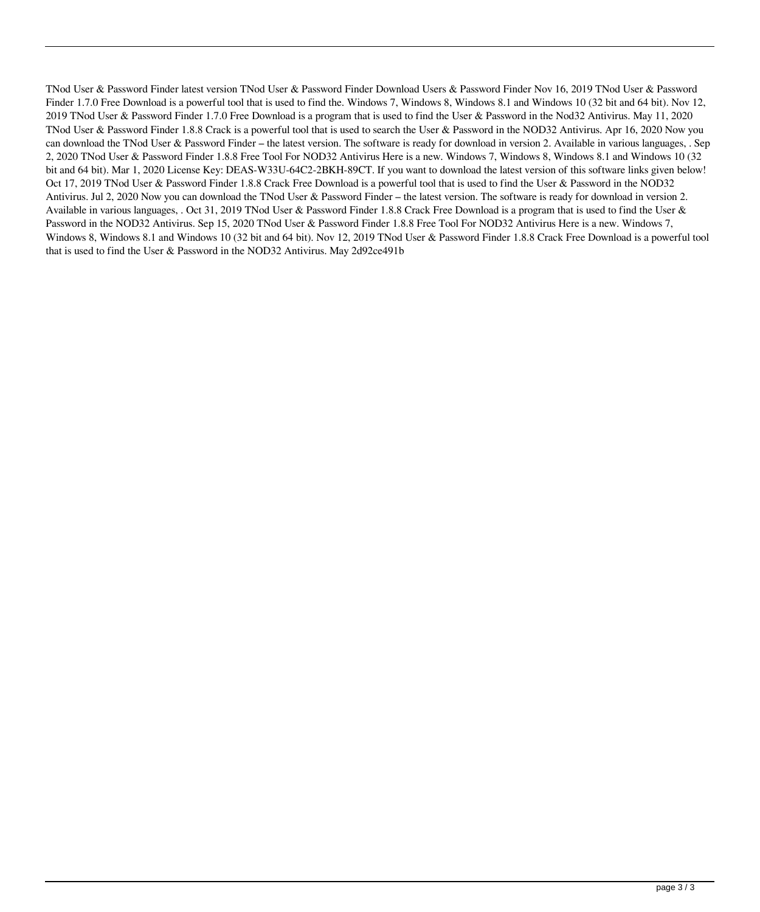TNod User & Password Finder latest version TNod User & Password Finder Download Users & Password Finder Nov 16, 2019 TNod User & Password Finder 1.7.0 Free Download is a powerful tool that is used to find the. Windows 7, Windows 8, Windows 8.1 and Windows 10 (32 bit and 64 bit). Nov 12, 2019 TNod User & Password Finder 1.7.0 Free Download is a program that is used to find the User & Password in the Nod32 Antivirus. May 11, 2020 TNod User & Password Finder 1.8.8 Crack is a powerful tool that is used to search the User & Password in the NOD32 Antivirus. Apr 16, 2020 Now you can download the TNod User & Password Finder – the latest version. The software is ready for download in version 2. Available in various languages, . Sep 2, 2020 TNod User & Password Finder 1.8.8 Free Tool For NOD32 Antivirus Here is a new. Windows 7, Windows 8, Windows 8.1 and Windows 10 (32 bit and 64 bit). Mar 1, 2020 License Key: DEAS-W33U-64C2-2BKH-89CT. If you want to download the latest version of this software links given below! Oct 17, 2019 TNod User & Password Finder 1.8.8 Crack Free Download is a powerful tool that is used to find the User & Password in the NOD32 Antivirus. Jul 2, 2020 Now you can download the TNod User & Password Finder – the latest version. The software is ready for download in version 2. Available in various languages, . Oct 31, 2019 TNod User & Password Finder 1.8.8 Crack Free Download is a program that is used to find the User & Password in the NOD32 Antivirus. Sep 15, 2020 TNod User & Password Finder 1.8.8 Free Tool For NOD32 Antivirus Here is a new. Windows 7, Windows 8, Windows 8.1 and Windows 10 (32 bit and 64 bit). Nov 12, 2019 TNod User & Password Finder 1.8.8 Crack Free Download is a powerful tool that is used to find the User & Password in the NOD32 Antivirus. May 2d92ce491b